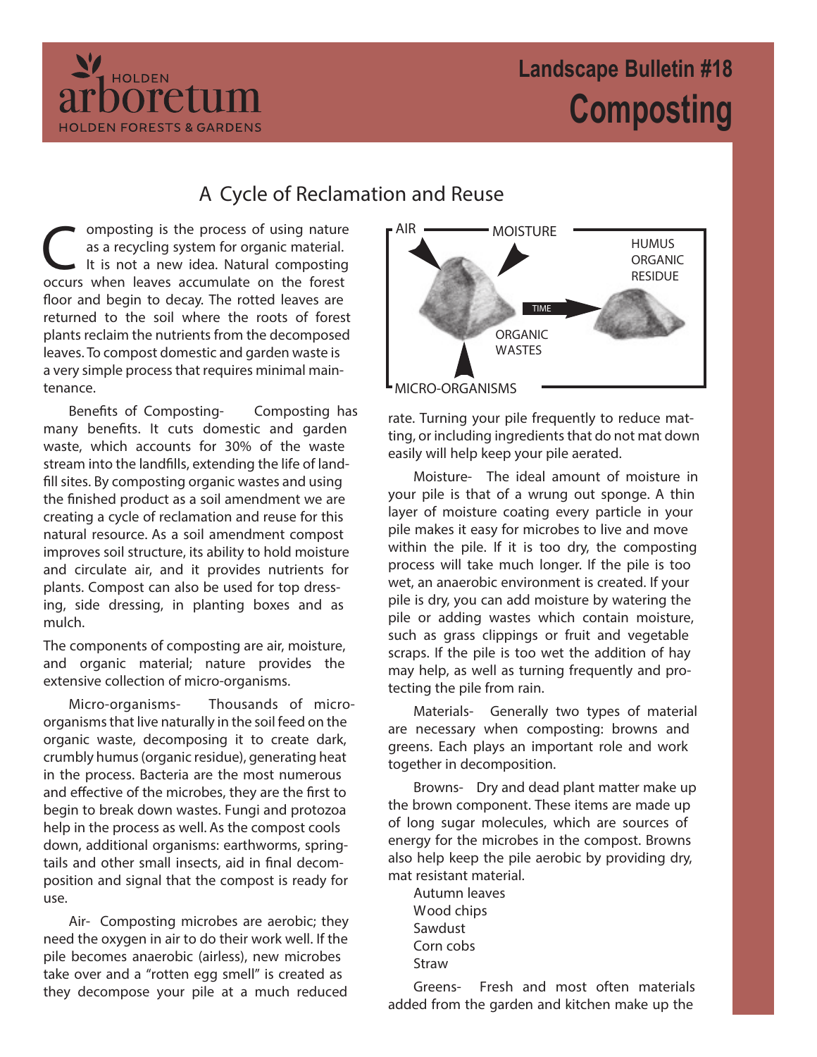HOLDEN arboretum
HOLDEN FORESTS & GARDENS

# Landscape Bulletin #18
# Composting

## A Cycle of Reclamation and Reuse

Composting is the process of using nature as a recycling system for organic material. It is not a new idea. Natural composting occurs when leaves accumulate on the forest floor and begin to decay. The rotted leaves are returned to the soil where the roots of forest plants reclaim the nutrients from the decomposed leaves. To compost domestic and garden waste is a very simple process that requires minimal maintenance.

Benefits of Composting- Composting has many benefits. It cuts domestic and garden waste, which accounts for 30% of the waste stream into the landfills, extending the life of landfill sites. By composting organic wastes and using the finished product as a soil amendment we are creating a cycle of reclamation and reuse for this natural resource. As a soil amendment compost improves soil structure, its ability to hold moisture and circulate air, and it provides nutrients for plants. Compost can also be used for top dressing, side dressing, in planting boxes and as mulch.

The components of composting are air, moisture, and organic material; nature provides the extensive collection of micro-organisms.

Micro-organisms- Thousands of micro-organisms that live naturally in the soil feed on the organic waste, decomposing it to create dark, crumbly humus (organic residue), generating heat in the process. Bacteria are the most numerous and effective of the microbes, they are the first to begin to break down wastes. Fungi and protozoa help in the process as well. As the compost cools down, additional organisms: earthworms, springtails and other small insects, aid in final decomposition and signal that the compost is ready for use.

Air- Composting microbes are aerobic; they need the oxygen in air to do their work well. If the pile becomes anaerobic (airless), new microbes take over and a "rotten egg smell" is created as they decompose your pile at a much reduced rate. Turning your pile frequently to reduce matting, or including ingredients that do not mat down easily will help keep your pile aerated.

AIR — MOISTURE — ORGANIC WASTES — TIME — HUMUS ORGANIC RESIDUE — MICRO-ORGANISMS

Moisture- The ideal amount of moisture in your pile is that of a wrung out sponge. A thin layer of moisture coating every particle in your pile makes it easy for microbes to live and move within the pile. If it is too dry, the composting process will take much longer. If the pile is too wet, an anaerobic environment is created. If your pile is dry, you can add moisture by watering the pile or adding wastes which contain moisture, such as grass clippings or fruit and vegetable scraps. If the pile is too wet the addition of hay may help, as well as turning frequently and protecting the pile from rain.

Materials- Generally two types of material are necessary when composting: browns and greens. Each plays an important role and work together in decomposition.

Browns- Dry and dead plant matter make up the brown component. These items are made up of long sugar molecules, which are sources of energy for the microbes in the compost. Browns also help keep the pile aerobic by providing dry, mat resistant material.

- Autumn leaves
- Wood chips
- Sawdust
- Corn cobs
- Straw

Greens- Fresh and most often materials added from the garden and kitchen make up the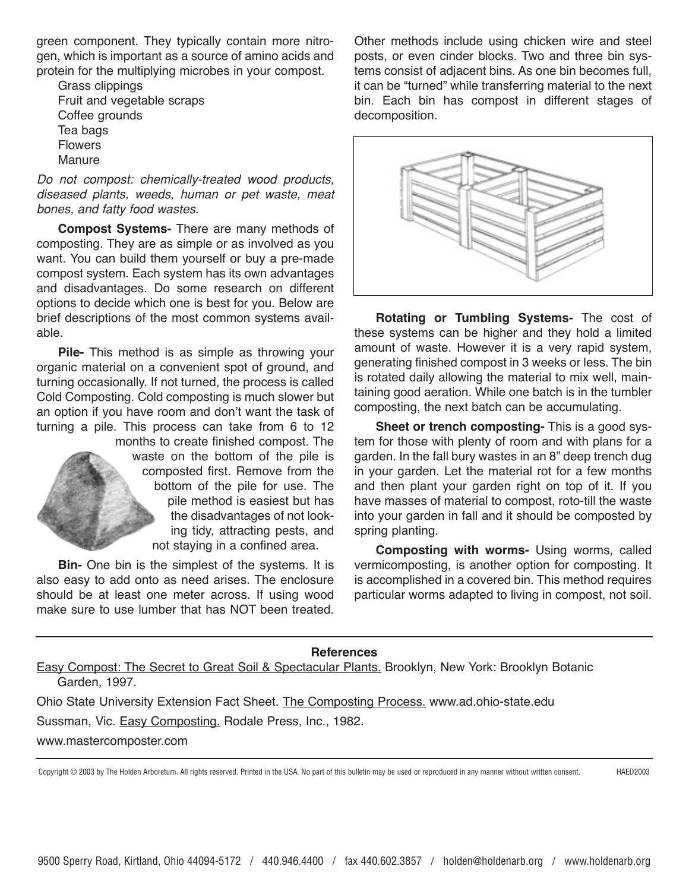green component. They typically contain more nitrogen, which is important as a source of amino acids and protein for the multiplying microbes in your compost.

Grass clippings
Fruit and vegetable scraps
Coffee grounds
Tea bags
Flowers
Manure

*Do not compost: chemically-treated wood products, diseased plants, weeds, human or pet waste, meat bones, and fatty food wastes.*

**Compost Systems-** There are many methods of composting. They are as simple or as involved as you want. You can build them yourself or buy a pre-made compost system. Each system has its own advantages and disadvantages. Do some research on different options to decide which one is best for you. Below are brief descriptions of the most common systems available.

**Pile-** This method is as simple as throwing your organic material on a convenient spot of ground, and turning occasionally. If not turned, the process is called Cold Composting. Cold composting is much slower but an option if you have room and don't want the task of turning a pile. This process can take from 6 to 12 months to create finished compost. The waste on the bottom of the pile is composted first. Remove from the bottom of the pile for use. The pile method is easiest but has the disadvantages of not looking tidy, attracting pests, and not staying in a confined area.

**Bin-** One bin is the simplest of the systems. It is also easy to add onto as need arises. The enclosure should be at least one meter across. If using wood make sure to use lumber that has NOT been treated. Other methods include using chicken wire and steel posts, or even cinder blocks. Two and three bin systems consist of adjacent bins. As one bin becomes full, it can be "turned" while transferring material to the next bin. Each bin has compost in different stages of decomposition.

**Rotating or Tumbling Systems-** The cost of these systems can be higher and they hold a limited amount of waste. However it is a very rapid system, generating finished compost in 3 weeks or less. The bin is rotated daily allowing the material to mix well, maintaining good aeration. While one batch is in the tumbler composting, the next batch can be accumulating.

**Sheet or trench composting-** This is a good system for those with plenty of room and with plans for a garden. In the fall bury wastes in an 8" deep trench dug in your garden. Let the material rot for a few months and then plant your garden right on top of it. If you have masses of material to compost, roto-till the waste into your garden in fall and it should be composted by spring planting.

**Composting with worms-** Using worms, called vermicomposting, is another option for composting. It is accomplished in a covered bin. This method requires particular worms adapted to living in compost, not soil.

## References

Easy Compost: The Secret to Great Soil & Spectacular Plants. Brooklyn, New York: Brooklyn Botanic Garden, 1997.

Ohio State University Extension Fact Sheet. The Composting Process. www.ad.ohio-state.edu

Sussman, Vic. Easy Composting. Rodale Press, Inc., 1982.

www.mastercomposter.com

Copyright © 2003 by The Holden Arboretum. All rights reserved. Printed in the USA. No part of this bulletin may be used or reproduced in any manner without written consent. HAED2003

9500 Sperry Road, Kirtland, Ohio 44094-5172 / 440.946.4400 / fax 440.602.3857 / holden@holdenarb.org / www.holdenarb.org